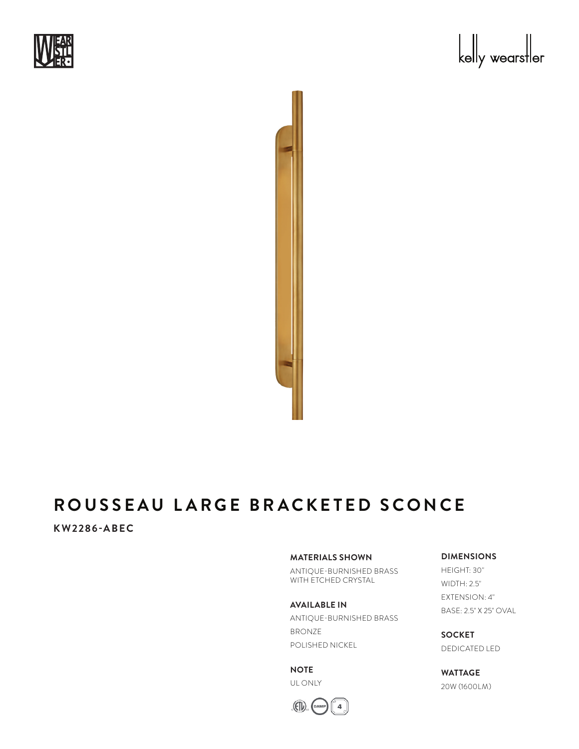# ROUSSEAU LARGE BRACKETED SCONCE

**KW2286-ABEC**

**MATERIALS SHOWN**

ANTIQUE-BURNISHED BRASS WITH ETCHED CRYSTAL

**AVAILABLE IN**

ANTIQUE-BURNISHED BRASS

BRONZE

POLISHED NICKEL

**NOTE**

UL ONLY

**DIMENSIONS**

HEIGHT: 30"

WIDTH: 2.5"

EXTENSION: 4"

BASE: 2.5" X 25" OVAL

**SOCKET**

DEDICATED LED

**WATTAGE**

20W (1600LM)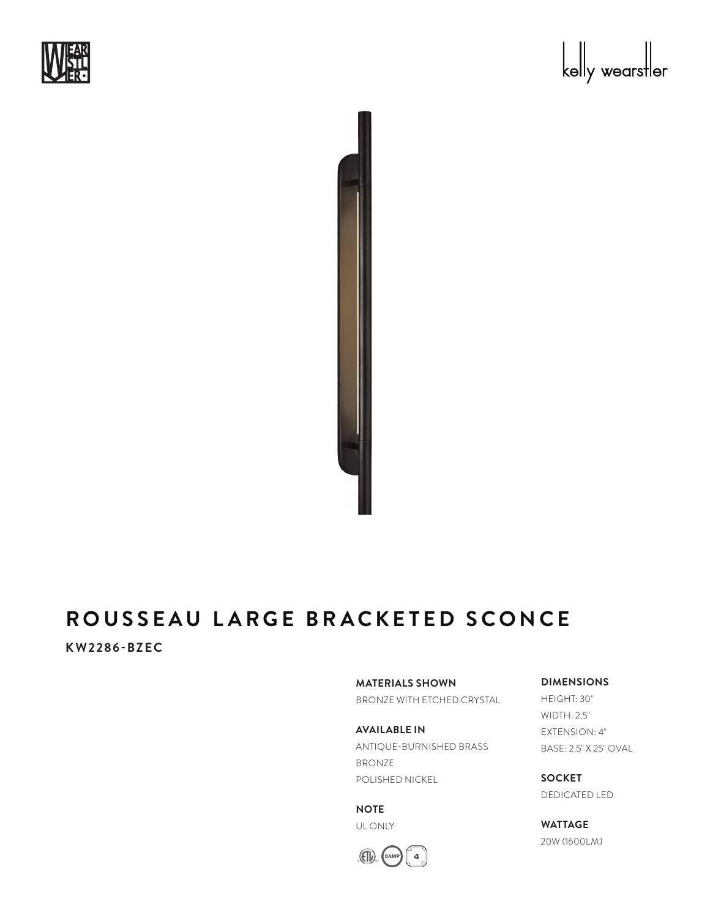# ROUSSEAU LARGE BRACKETED SCONCE

**KW2286-BZEC**

**MATERIALS SHOWN**
BRONZE WITH ETCHED CRYSTAL

**AVAILABLE IN**
ANTIQUE-BURNISHED BRASS
BRONZE
POLISHED NICKEL

**NOTE**
UL ONLY

**DIMENSIONS**
HEIGHT: 30"
WIDTH: 2.5"
EXTENSION: 4"
BASE: 2.5" X 25" OVAL

**SOCKET**
DEDICATED LED

**WATTAGE**
20W (1600LM)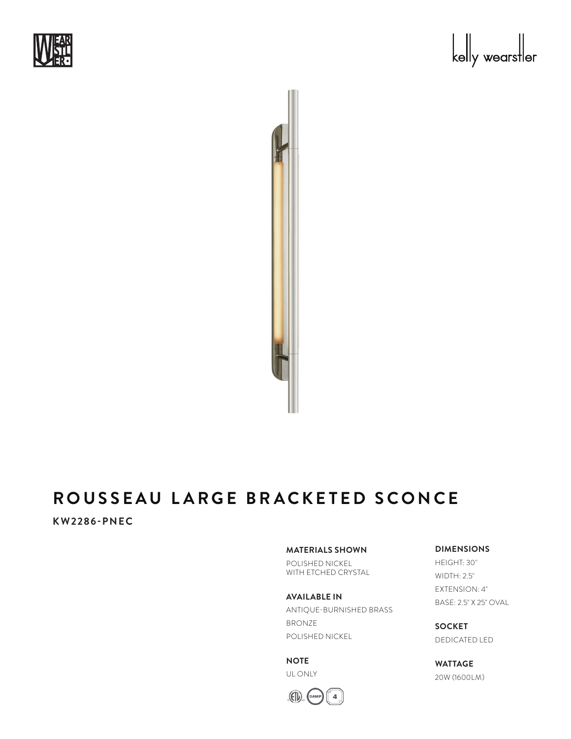# ROUSSEAU LARGE BRACKETED SCONCE

**KW2286-PNEC**

**MATERIALS SHOWN**

POLISHED NICKEL
WITH ETCHED CRYSTAL

**AVAILABLE IN**

ANTIQUE-BURNISHED BRASS

BRONZE

POLISHED NICKEL

**NOTE**

UL ONLY

**DIMENSIONS**

HEIGHT: 30"

WIDTH: 2.5"

EXTENSION: 4"

BASE: 2.5" X 25" OVAL

**SOCKET**

DEDICATED LED

**WATTAGE**

20W (1600LM)